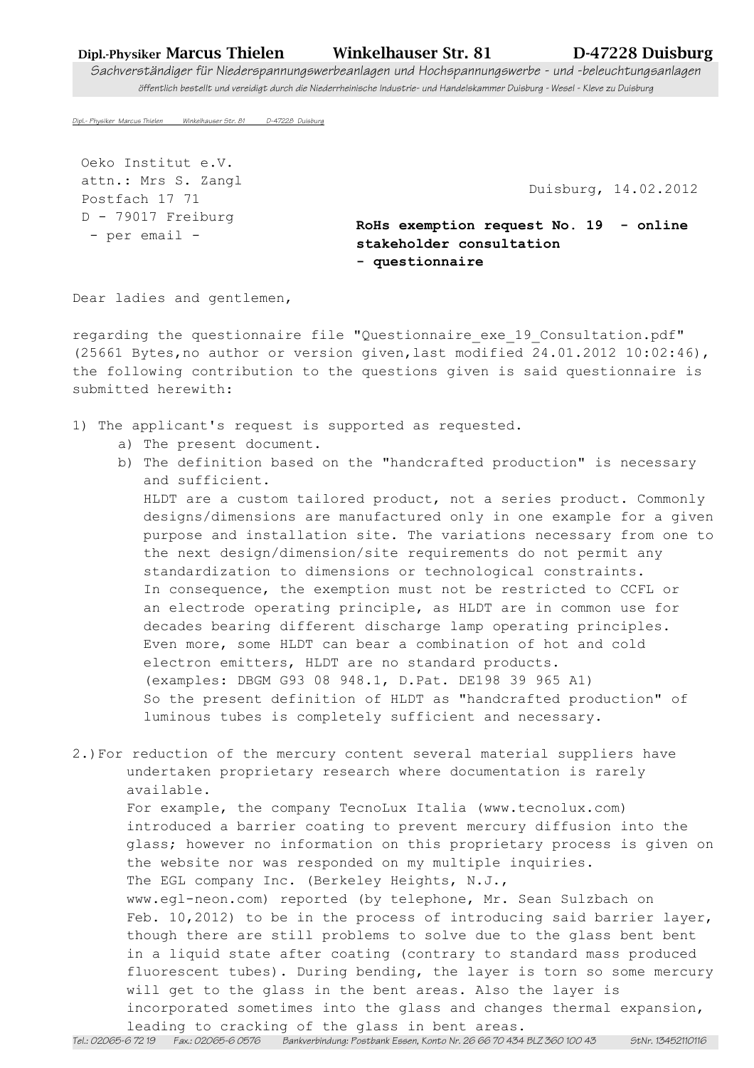**Dipl.-Physiker Marcus Thielen** Winkelhauser Str. 81 D-47228 Duisburg

*Sachverständiger für Niederspannungswerbeanlagen und Hochspannungswerbe - und -beleuchtungsanlagen*

*öffentlich bestellt und vereidigt durch die Niederrheinische Industrie- und Handelskammer Duisburg - Wesel - Kleve zu Duisburg*

Dipl.- Physiker Marcus Thielen Winkelhauser Str. 81 D-47228 Duisburg

Oeko Institut e.V.
attn.: Mrs S. Zangl
Postfach 17 71
D - 79017 Freiburg
- per email -

Duisburg, 14.02.2012

**RoHs exemption request No. 19 - online stakeholder consultation - questionnaire**

Dear ladies and gentlemen,

regarding the questionnaire file "Questionnaire_exe_19_Consultation.pdf" (25661 Bytes,no author or version given,last modified 24.01.2012 10:02:46), the following contribution to the questions given is said questionnaire is submitted herewith:

1) The applicant's request is supported as requested.
   a) The present document.
   b) The definition based on the "handcrafted production" is necessary and sufficient.
      HLDT are a custom tailored product, not a series product. Commonly designs/dimensions are manufactured only in one example for a given purpose and installation site. The variations necessary from one to the next design/dimension/site requirements do not permit any standardization to dimensions or technological constraints.
      In consequence, the exemption must not be restricted to CCFL or an electrode operating principle, as HLDT are in common use for decades bearing different discharge lamp operating principles.
      Even more, some HLDT can bear a combination of hot and cold electron emitters, HLDT are no standard products.
      (examples: DBGM G93 08 948.1, D.Pat. DE198 39 965 A1)
      So the present definition of HLDT as "handcrafted production" of luminous tubes is completely sufficient and necessary.

2.) For reduction of the mercury content several material suppliers have undertaken proprietary research where documentation is rarely available.
   For example, the company TecnoLux Italia (www.tecnolux.com) introduced a barrier coating to prevent mercury diffusion into the glass; however no information on this proprietary process is given on the website nor was responded on my multiple inquiries.
   The EGL company Inc. (Berkeley Heights, N.J., www.egl-neon.com) reported (by telephone, Mr. Sean Sulzbach on Feb. 10,2012) to be in the process of introducing said barrier layer, though there are still problems to solve due to the glass bent bent in a liquid state after coating (contrary to standard mass produced fluorescent tubes). During bending, the layer is torn so some mercury will get to the glass in the bent areas. Also the layer is incorporated sometimes into the glass and changes thermal expansion, leading to cracking of the glass in bent areas.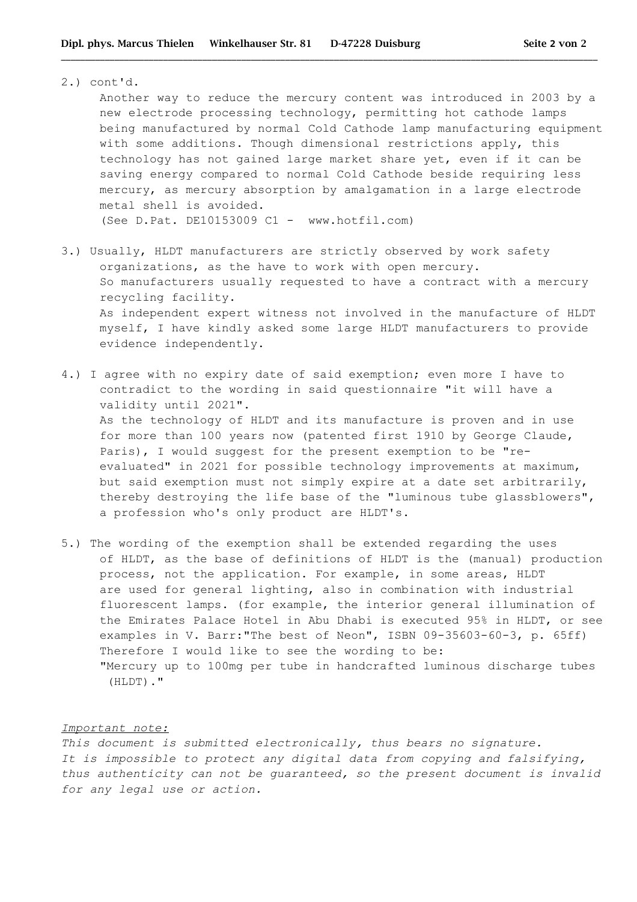2.) cont'd.

Another way to reduce the mercury content was introduced in 2003 by a new electrode processing technology, permitting hot cathode lamps being manufactured by normal Cold Cathode lamp manufacturing equipment with some additions. Though dimensional restrictions apply, this technology has not gained large market share yet, even if it can be saving energy compared to normal Cold Cathode beside requiring less mercury, as mercury absorption by amalgamation in a large electrode metal shell is avoided.
(See D.Pat. DE10153009 C1 - www.hotfil.com)

3.) Usually, HLDT manufacturers are strictly observed by work safety organizations, as the have to work with open mercury.
So manufacturers usually requested to have a contract with a mercury recycling facility.
As independent expert witness not involved in the manufacture of HLDT myself, I have kindly asked some large HLDT manufacturers to provide evidence independently.

4.) I agree with no expiry date of said exemption; even more I have to contradict to the wording in said questionnaire "it will have a validity until 2021".
As the technology of HLDT and its manufacture is proven and in use for more than 100 years now (patented first 1910 by George Claude, Paris), I would suggest for the present exemption to be "re-evaluated" in 2021 for possible technology improvements at maximum, but said exemption must not simply expire at a date set arbitrarily, thereby destroying the life base of the "luminous tube glassblowers", a profession who's only product are HLDT's.

5.) The wording of the exemption shall be extended regarding the uses of HLDT, as the base of definitions of HLDT is the (manual) production process, not the application. For example, in some areas, HLDT are used for general lighting, also in combination with industrial fluorescent lamps. (for example, the interior general illumination of the Emirates Palace Hotel in Abu Dhabi is executed 95% in HLDT, or see examples in V. Barr:"The best of Neon", ISBN 09-35603-60-3, p. 65ff)
Therefore I would like to see the wording to be:
"Mercury up to 100mg per tube in handcrafted luminous discharge tubes (HLDT)."

*<u>Important note:</u>*
*This document is submitted electronically, thus bears no signature.*
*It is impossible to protect any digital data from copying and falsifying, thus authenticity can not be guaranteed, so the present document is invalid for any legal use or action.*